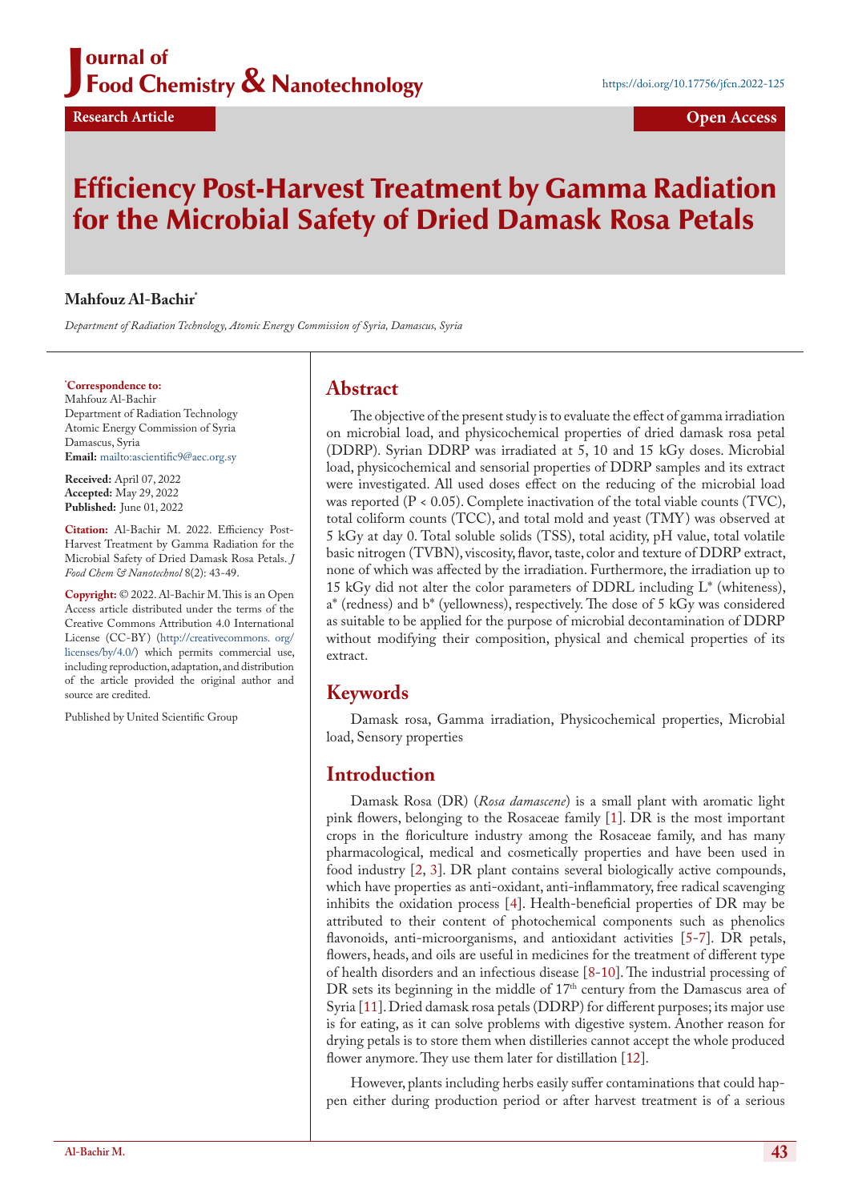# Efficiency Post-Harvest Treatment by Gamma Radiation for the Microbial Safety of Dried Damask Rosa Petals

**Mahfouz Al-Bachir***

*Department of Radiation Technology, Atomic Energy Commission of Syria, Damascus, Syria*

**\*Correspondence to:**
Mahfouz Al-Bachir
Department of Radiation Technology
Atomic Energy Commission of Syria
Damascus, Syria
**Email:** mailto:ascientific9@aec.org.sy

**Received:** April 07, 2022
**Accepted:** May 29, 2022
**Published:** June 01, 2022

**Citation:** Al-Bachir M. 2022. Efficiency Post-Harvest Treatment by Gamma Radiation for the Microbial Safety of Dried Damask Rosa Petals. *J Food Chem & Nanotechnol* 8(2): 43-49.

**Copyright:** © 2022. Al-Bachir M. This is an Open Access article distributed under the terms of the Creative Commons Attribution 4.0 International License (CC-BY) (http://creativecommons. org/licenses/by/4.0/) which permits commercial use, including reproduction, adaptation, and distribution of the article provided the original author and source are credited.

Published by United Scientific Group

## Abstract

The objective of the present study is to evaluate the effect of gamma irradiation on microbial load, and physicochemical properties of dried damask rosa petal (DDRP). Syrian DDRP was irradiated at 5, 10 and 15 kGy doses. Microbial load, physicochemical and sensorial properties of DDRP samples and its extract were investigated. All used doses effect on the reducing of the microbial load was reported ($P < 0.05$). Complete inactivation of the total viable counts (TVC), total coliform counts (TCC), and total mold and yeast (TMY) was observed at 5 kGy at day 0. Total soluble solids (TSS), total acidity, pH value, total volatile basic nitrogen (TVBN), viscosity, flavor, taste, color and texture of DDRP extract, none of which was affected by the irradiation. Furthermore, the irradiation up to 15 kGy did not alter the color parameters of DDRL including L* (whiteness), a* (redness) and b* (yellowness), respectively. The dose of 5 kGy was considered as suitable to be applied for the purpose of microbial decontamination of DDRP without modifying their composition, physical and chemical properties of its extract.

## Keywords

Damask rosa, Gamma irradiation, Physicochemical properties, Microbial load, Sensory properties

## Introduction

Damask Rosa (DR) (*Rosa damascene*) is a small plant with aromatic light pink flowers, belonging to the Rosaceae family [1]. DR is the most important crops in the floriculture industry among the Rosaceae family, and has many pharmacological, medical and cosmetically properties and have been used in food industry [2, 3]. DR plant contains several biologically active compounds, which have properties as anti-oxidant, anti-inflammatory, free radical scavenging inhibits the oxidation process [4]. Health-beneficial properties of DR may be attributed to their content of photochemical components such as phenolics flavonoids, anti-microorganisms, and antioxidant activities [5-7]. DR petals, flowers, heads, and oils are useful in medicines for the treatment of different type of health disorders and an infectious disease [8-10]. The industrial processing of DR sets its beginning in the middle of 17th century from the Damascus area of Syria [11]. Dried damask rosa petals (DDRP) for different purposes; its major use is for eating, as it can solve problems with digestive system. Another reason for drying petals is to store them when distilleries cannot accept the whole produced flower anymore. They use them later for distillation [12].

However, plants including herbs easily suffer contaminations that could happen either during production period or after harvest treatment is of a serious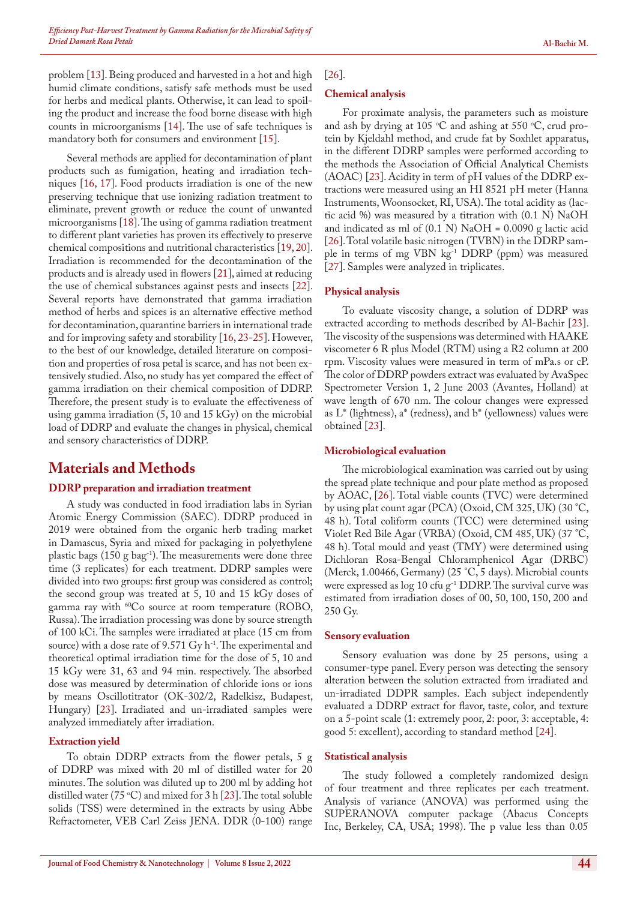problem [13]. Being produced and harvested in a hot and high humid climate conditions, satisfy safe methods must be used for herbs and medical plants. Otherwise, it can lead to spoiling the product and increase the food borne disease with high counts in microorganisms [14]. The use of safe techniques is mandatory both for consumers and environment [15].

Several methods are applied for decontamination of plant products such as fumigation, heating and irradiation techniques [16, 17]. Food products irradiation is one of the new preserving technique that use ionizing radiation treatment to eliminate, prevent growth or reduce the count of unwanted microorganisms [18]. The using of gamma radiation treatment to different plant varieties has proven its effectively to preserve chemical compositions and nutritional characteristics [19, 20]. Irradiation is recommended for the decontamination of the products and is already used in flowers [21], aimed at reducing the use of chemical substances against pests and insects [22]. Several reports have demonstrated that gamma irradiation method of herbs and spices is an alternative effective method for decontamination, quarantine barriers in international trade and for improving safety and storability [16, 23-25]. However, to the best of our knowledge, detailed literature on composition and properties of rosa petal is scarce, and has not been extensively studied. Also, no study has yet compared the effect of gamma irradiation on their chemical composition of DDRP. Therefore, the present study is to evaluate the effectiveness of using gamma irradiation (5, 10 and 15 kGy) on the microbial load of DDRP and evaluate the changes in physical, chemical and sensory characteristics of DDRP.

## Materials and Methods

### DDRP preparation and irradiation treatment

A study was conducted in food irradiation labs in Syrian Atomic Energy Commission (SAEC). DDRP produced in 2019 were obtained from the organic herb trading market in Damascus, Syria and mixed for packaging in polyethylene plastic bags (150 g bag$^{-1}$). The measurements were done three time (3 replicates) for each treatment. DDRP samples were divided into two groups: first group was considered as control; the second group was treated at 5, 10 and 15 kGy doses of gamma ray with $^{60}$Co source at room temperature (ROBO, Russa). The irradiation processing was done by source strength of 100 kCi. The samples were irradiated at place (15 cm from source) with a dose rate of 9.571 Gy h$^{-1}$. The experimental and theoretical optimal irradiation time for the dose of 5, 10 and 15 kGy were 31, 63 and 94 min. respectively. The absorbed dose was measured by determination of chloride ions or ions by means Oscillotitrator (OK-302/2, Radelkisz, Budapest, Hungary) [23]. Irradiated and un-irradiated samples were analyzed immediately after irradiation.

### Extraction yield

To obtain DDRP extracts from the flower petals, 5 g of DDRP was mixed with 20 ml of distilled water for 20 minutes. The solution was diluted up to 200 ml by adding hot distilled water (75 °C) and mixed for 3 h [23]. The total soluble solids (TSS) were determined in the extracts by using Abbe Refractometer, VEB Carl Zeiss JENA. DDR (0-100) range [26].

### Chemical analysis

For proximate analysis, the parameters such as moisture and ash by drying at 105 °C and ashing at 550 °C, crud protein by Kjeldahl method, and crude fat by Soxhlet apparatus, in the different DDRP samples were performed according to the methods the Association of Official Analytical Chemists (AOAC) [23]. Acidity in term of pH values of the DDRP extractions were measured using an HI 8521 pH meter (Hanna Instruments, Woonsocket, RI, USA). The total acidity as (lactic acid %) was measured by a titration with (0.1 N) NaOH and indicated as ml of (0.1 N) NaOH = 0.0090 g lactic acid [26]. Total volatile basic nitrogen (TVBN) in the DDRP sample in terms of mg VBN kg$^{-1}$ DDRP (ppm) was measured [27]. Samples were analyzed in triplicates.

### Physical analysis

To evaluate viscosity change, a solution of DDRP was extracted according to methods described by Al-Bachir [23]. The viscosity of the suspensions was determined with HAAKE viscometer 6 R plus Model (RTM) using a R2 column at 200 rpm. Viscosity values were measured in term of mPa.s or cP. The color of DDRP powders extract was evaluated by AvaSpec Spectrometer Version 1, 2 June 2003 (Avantes, Holland) at wave length of 670 nm. The colour changes were expressed as L* (lightness), a* (redness), and b* (yellowness) values were obtained [23].

### Microbiological evaluation

The microbiological examination was carried out by using the spread plate technique and pour plate method as proposed by AOAC, [26]. Total viable counts (TVC) were determined by using plat count agar (PCA) (Oxoid, CM 325, UK) (30 °C, 48 h). Total coliform counts (TCC) were determined using Violet Red Bile Agar (VRBA) (Oxoid, CM 485, UK) (37 °C, 48 h). Total mould and yeast (TMY) were determined using Dichloran Rosa-Bengal Chloramphenicol Agar (DRBC) (Merck, 1.00466, Germany) (25 °C, 5 days). Microbial counts were expressed as log 10 cfu g$^{-1}$ DDRP. The survival curve was estimated from irradiation doses of 00, 50, 100, 150, 200 and 250 Gy.

### Sensory evaluation

Sensory evaluation was done by 25 persons, using a consumer-type panel. Every person was detecting the sensory alteration between the solution extracted from irradiated and un-irradiated DDPR samples. Each subject independently evaluated a DDRP extract for flavor, taste, color, and texture on a 5-point scale (1: extremely poor, 2: poor, 3: acceptable, 4: good 5: excellent), according to standard method [24].

### Statistical analysis

The study followed a completely randomized design of four treatment and three replicates per each treatment. Analysis of variance (ANOVA) was performed using the SUPERANOVA computer package (Abacus Concepts Inc, Berkeley, CA, USA; 1998). The p value less than 0.05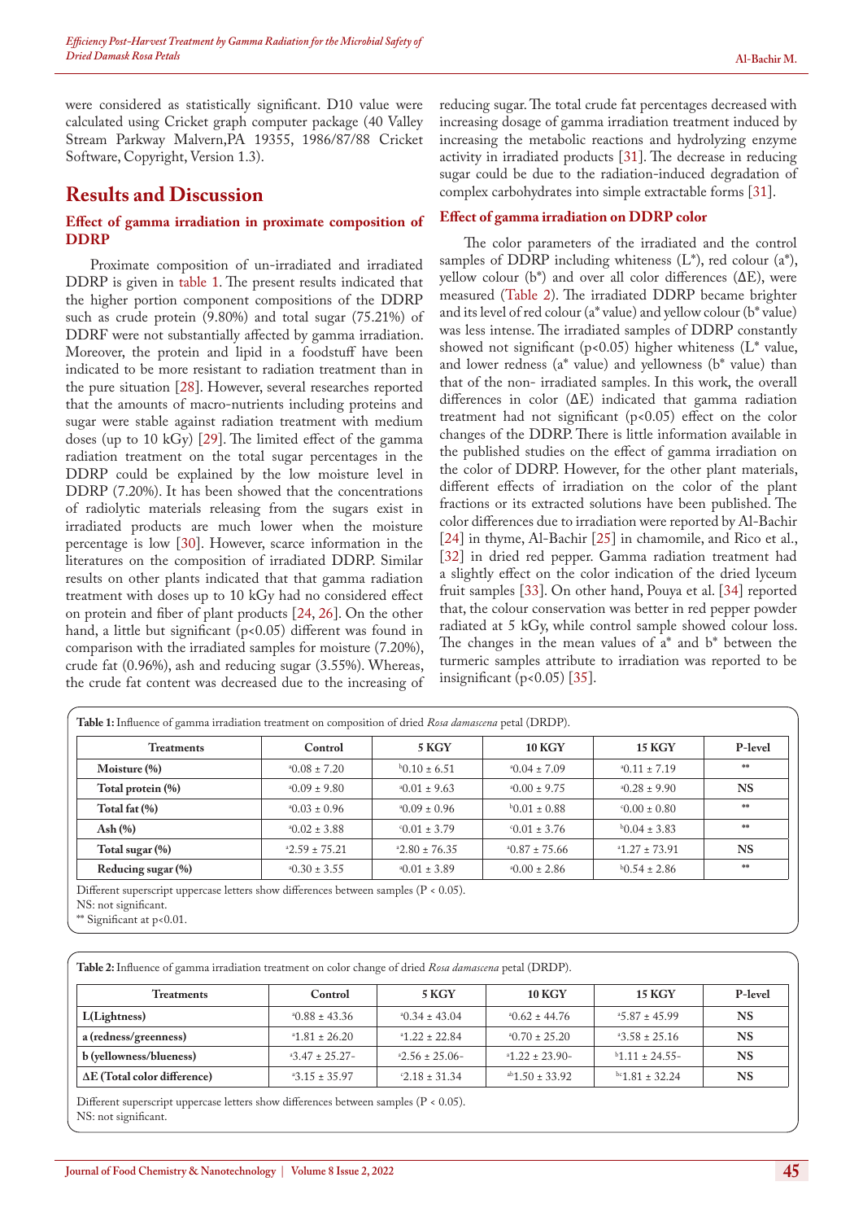were considered as statistically significant. D10 value were calculated using Cricket graph computer package (40 Valley Stream Parkway Malvern,PA 19355, 1986/87/88 Cricket Software, Copyright, Version 1.3).

## Results and Discussion

### Effect of gamma irradiation in proximate composition of DDRP

Proximate composition of un-irradiated and irradiated DDRP is given in table 1. The present results indicated that the higher portion component compositions of the DDRP such as crude protein (9.80%) and total sugar (75.21%) of DDRF were not substantially affected by gamma irradiation. Moreover, the protein and lipid in a foodstuff have been indicated to be more resistant to radiation treatment than in the pure situation [28]. However, several researches reported that the amounts of macro-nutrients including proteins and sugar were stable against radiation treatment with medium doses (up to 10 kGy) [29]. The limited effect of the gamma radiation treatment on the total sugar percentages in the DDRP could be explained by the low moisture level in DDRP (7.20%). It has been showed that the concentrations of radiolytic materials releasing from the sugars exist in irradiated products are much lower when the moisture percentage is low [30]. However, scarce information in the literatures on the composition of irradiated DDRP. Similar results on other plants indicated that that gamma radiation treatment with doses up to 10 kGy had no considered effect on protein and fiber of plant products [24, 26]. On the other hand, a little but significant ($p<0.05$) different was found in comparison with the irradiated samples for moisture (7.20%), crude fat (0.96%), ash and reducing sugar (3.55%). Whereas, the crude fat content was decreased due to the increasing of reducing sugar. The total crude fat percentages decreased with increasing dosage of gamma irradiation treatment induced by increasing the metabolic reactions and hydrolyzing enzyme activity in irradiated products [31]. The decrease in reducing sugar could be due to the radiation-induced degradation of complex carbohydrates into simple extractable forms [31].

### Effect of gamma irradiation on DDRP color

The color parameters of the irradiated and the control samples of DDRP including whiteness (L*), red colour (a*), yellow colour (b*) and over all color differences (ΔE), were measured (Table 2). The irradiated DDRP became brighter and its level of red colour (a* value) and yellow colour (b* value) was less intense. The irradiated samples of DDRP constantly showed not significant ($p<0.05$) higher whiteness (L* value, and lower redness (a* value) and yellowness (b* value) than that of the non- irradiated samples. In this work, the overall differences in color (ΔE) indicated that gamma radiation treatment had not significant ($p<0.05$) effect on the color changes of the DDRP. There is little information available in the published studies on the effect of gamma irradiation on the color of DDRP. However, for the other plant materials, different effects of irradiation on the color of the plant fractions or its extracted solutions have been published. The color differences due to irradiation were reported by Al-Bachir [24] in thyme, Al-Bachir [25] in chamomile, and Rico et al., [32] in dried red pepper. Gamma radiation treatment had a slightly effect on the color indication of the dried lyceum fruit samples [33]. On other hand, Pouya et al. [34] reported that, the colour conservation was better in red pepper powder radiated at 5 kGy, while control sample showed colour loss. The changes in the mean values of a* and b* between the turmeric samples attribute to irradiation was reported to be insignificant ($p<0.05$) [35].

**Table 1:** Influence of gamma irradiation treatment on composition of dried *Rosa damascena* petal (DRDP).

| Treatments | Control | 5 KGY | 10 KGY | 15 KGY | P-level |
|---|---|---|---|---|---|
| Moisture (%) | $^{a}$0.08 ± 7.20 | $^{b}$0.10 ± 6.51 | $^{a}$0.04 ± 7.09 | $^{a}$0.11 ± 7.19 | ** |
| Total protein (%) | $^{a}$0.09 ± 9.80 | $^{a}$0.01 ± 9.63 | $^{a}$0.00 ± 9.75 | $^{a}$0.28 ± 9.90 | NS |
| Total fat (%) | $^{a}$0.03 ± 0.96 | $^{a}$0.09 ± 0.96 | $^{b}$0.01 ± 0.88 | $^{c}$0.00 ± 0.80 | ** |
| Ash (%) | $^{a}$0.02 ± 3.88 | $^{c}$0.01 ± 3.79 | $^{c}$0.01 ± 3.76 | $^{b}$0.04 ± 3.83 | ** |
| Total sugar (%) | $^{a}$2.59 ± 75.21 | $^{a}$2.80 ± 76.35 | $^{a}$0.87 ± 75.66 | $^{a}$1.27 ± 73.91 | NS |
| Reducing sugar (%) | $^{a}$0.30 ± 3.55 | $^{a}$0.01 ± 3.89 | $^{a}$0.00 ± 2.86 | $^{b}$0.54 ± 2.86 | ** |

Different superscript uppercase letters show differences between samples (P < 0.05).
NS: not significant.
** Significant at p<0.01.

**Table 2:** Influence of gamma irradiation treatment on color change of dried *Rosa damascena* petal (DRDP).

| Treatments | Control | 5 KGY | 10 KGY | 15 KGY | P-level |
|---|---|---|---|---|---|
| L(Lightness) | $^{a}$0.88 ± 43.36 | $^{a}$0.34 ± 43.04 | $^{a}$0.62 ± 44.76 | $^{a}$5.87 ± 45.99 | NS |
| a (redness/greenness) | $^{a}$1.81 ± 26.20 | $^{a}$1.22 ± 22.84 | $^{a}$0.70 ± 25.20 | $^{a}$3.58 ± 25.16 | NS |
| b (yellowness/blueness) | $^{a}$3.47 ± 25.27- | $^{a}$2.56 ± 25.06- | $^{a}$1.22 ± 23.90- | $^{b}$1.11 ± 24.55- | NS |
| ΔE (Total color difference) | $^{a}$3.15 ± 35.97 | $^{c}$2.18 ± 31.34 | $^{ab}$1.50 ± 33.92 | $^{bc}$1.81 ± 32.24 | NS |

Different superscript uppercase letters show differences between samples (P < 0.05).
NS: not significant.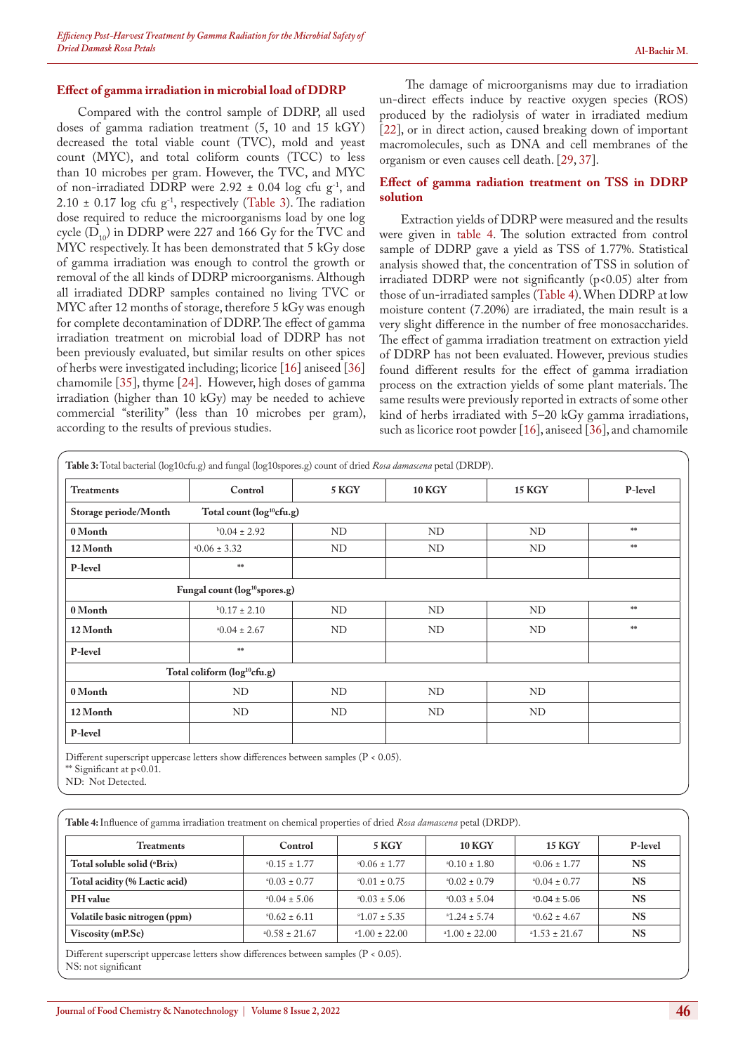### Effect of gamma irradiation in microbial load of DDRP

Compared with the control sample of DDRP, all used doses of gamma radiation treatment (5, 10 and 15 kGY) decreased the total viable count (TVC), mold and yeast count (MYC), and total coliform counts (TCC) to less than 10 microbes per gram. However, the TVC, and MYC of non-irradiated DDRP were 2.92 ± 0.04 log cfu $g^{-1}$, and 2.10 ± 0.17 log cfu $g^{-1}$, respectively (Table 3). The radiation dose required to reduce the microorganisms load by one log cycle ($D_{10}$) in DDRP were 227 and 166 Gy for the TVC and MYC respectively. It has been demonstrated that 5 kGy dose of gamma irradiation was enough to control the growth or removal of the all kinds of DDRP microorganisms. Although all irradiated DDRP samples contained no living TVC or MYC after 12 months of storage, therefore 5 kGy was enough for complete decontamination of DDRP. The effect of gamma irradiation treatment on microbial load of DDRP has not been previously evaluated, but similar results on other spices of herbs were investigated including; licorice [16] aniseed [36] chamomile [35], thyme [24]. However, high doses of gamma irradiation (higher than 10 kGy) may be needed to achieve commercial "sterility" (less than 10 microbes per gram), according to the results of previous studies.

The damage of microorganisms may due to irradiation un-direct effects induce by reactive oxygen species (ROS) produced by the radiolysis of water in irradiated medium [22], or in direct action, caused breaking down of important macromolecules, such as DNA and cell membranes of the organism or even causes cell death. [29, 37].

### Effect of gamma radiation treatment on TSS in DDRP solution

Extraction yields of DDRP were measured and the results were given in table 4. The solution extracted from control sample of DDRP gave a yield as TSS of 1.77%. Statistical analysis showed that, the concentration of TSS in solution of irradiated DDRP were not significantly ($p<0.05$) alter from those of un-irradiated samples (Table 4). When DDRP at low moisture content (7.20%) are irradiated, the main result is a very slight difference in the number of free monosaccharides. The effect of gamma irradiation treatment on extraction yield of DDRP has not been evaluated. However, previous studies found different results for the effect of gamma irradiation process on the extraction yields of some plant materials. The same results were previously reported in extracts of some other kind of herbs irradiated with 5–20 kGy gamma irradiations, such as licorice root powder [16], aniseed [36], and chamomile

**Table 3:** Total bacterial (log10cfu.g) and fungal (log10spores.g) count of dried *Rosa damascena* petal (DRDP).

| Treatments | Control | 5 KGY | 10 KGY | 15 KGY | P-level |
|---|---|---|---|---|---|
| Storage periode/Month | Total count ($log^{10}$cfu.g) | | | | |
| 0 Month | $^{b}$0.04 ± 2.92 | ND | ND | ND | ** |
| 12 Month | $^{a}$0.06 ± 3.32 | ND | ND | ND | ** |
| P-level | ** | | | | |
| | Fungal count ($log^{10}$spores.g) | | | | |
| 0 Month | $^{b}$0.17 ± 2.10 | ND | ND | ND | ** |
| 12 Month | $^{a}$0.04 ± 2.67 | ND | ND | ND | ** |
| P-level | ** | | | | |
| | Total coliform ($log^{10}$cfu.g) | | | | |
| 0 Month | ND | ND | ND | ND | |
| 12 Month | ND | ND | ND | ND | |
| P-level | | | | | |

Different superscript uppercase letters show differences between samples ($P < 0.05$).
** Significant at $p<0.01$.
ND: Not Detected.

**Table 4:** Influence of gamma irradiation treatment on chemical properties of dried *Rosa damascena* petal (DRDP).

| Treatments | Control | 5 KGY | 10 KGY | 15 KGY | P-level |
|---|---|---|---|---|---|
| Total soluble solid (°Brix) | $^{a}$0.15 ± 1.77 | $^{a}$0.06 ± 1.77 | $^{a}$0.10 ± 1.80 | $^{a}$0.06 ± 1.77 | NS |
| Total acidity (% Lactic acid) | $^{a}$0.03 ± 0.77 | $^{a}$0.01 ± 0.75 | $^{a}$0.02 ± 0.79 | $^{a}$0.04 ± 0.77 | NS |
| PH value | $^{a}$0.04 ± 5.06 | $^{a}$0.03 ± 5.06 | $^{a}$0.03 ± 5.04 | $^{a}$0.04 ± 5.06 | NS |
| Volatile basic nitrogen (ppm) | $^{a}$0.62 ± 6.11 | $^{a}$1.07 ± 5.35 | $^{a}$1.24 ± 5.74 | $^{a}$0.62 ± 4.67 | NS |
| Viscosity (mP.Sc) | $^{a}$0.58 ± 21.67 | $^{a}$1.00 ± 22.00 | $^{a}$1.00 ± 22.00 | $^{a}$1.53 ± 21.67 | NS |

Different superscript uppercase letters show differences between samples ($P < 0.05$).
NS: not significant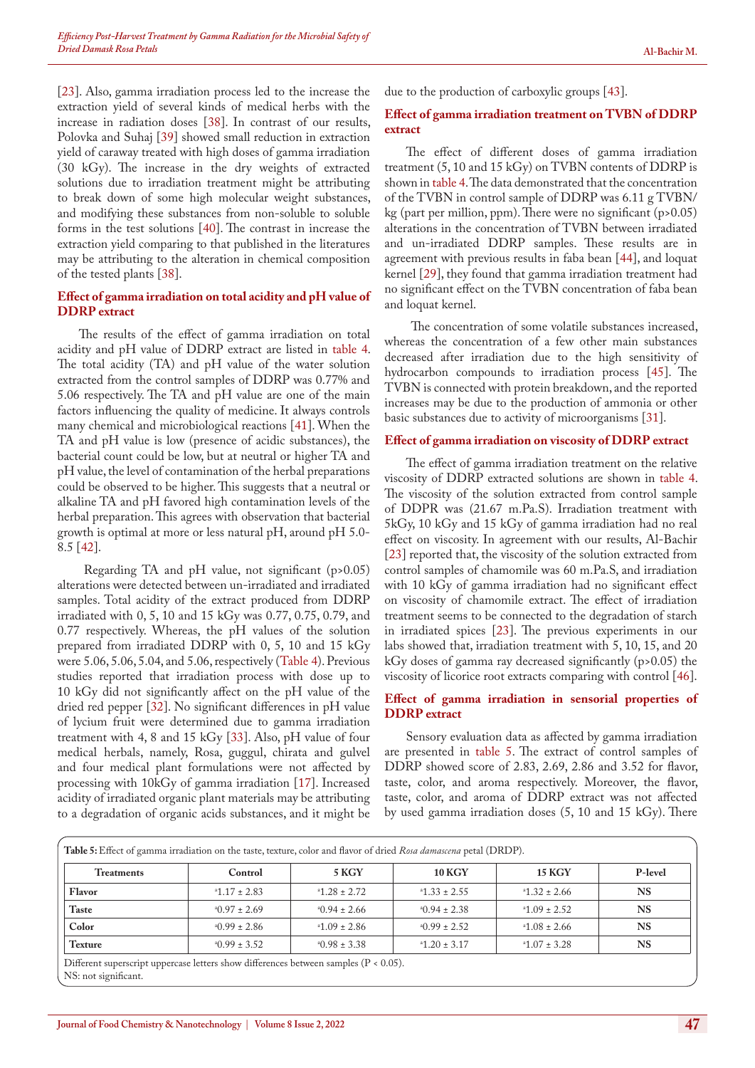[23]. Also, gamma irradiation process led to the increase the extraction yield of several kinds of medical herbs with the increase in radiation doses [38]. In contrast of our results, Polovka and Suhaj [39] showed small reduction in extraction yield of caraway treated with high doses of gamma irradiation (30 kGy). The increase in the dry weights of extracted solutions due to irradiation treatment might be attributing to break down of some high molecular weight substances, and modifying these substances from non-soluble to soluble forms in the test solutions [40]. The contrast in increase the extraction yield comparing to that published in the literatures may be attributing to the alteration in chemical composition of the tested plants [38].

### Effect of gamma irradiation on total acidity and pH value of DDRP extract

The results of the effect of gamma irradiation on total acidity and pH value of DDRP extract are listed in table 4. The total acidity (TA) and pH value of the water solution extracted from the control samples of DDRP was 0.77% and 5.06 respectively. The TA and pH value are one of the main factors influencing the quality of medicine. It always controls many chemical and microbiological reactions [41]. When the TA and pH value is low (presence of acidic substances), the bacterial count could be low, but at neutral or higher TA and pH value, the level of contamination of the herbal preparations could be observed to be higher. This suggests that a neutral or alkaline TA and pH favored high contamination levels of the herbal preparation. This agrees with observation that bacterial growth is optimal at more or less natural pH, around pH 5.0-8.5 [42].

Regarding TA and pH value, not significant ($p>0.05$) alterations were detected between un-irradiated and irradiated samples. Total acidity of the extract produced from DDRP irradiated with 0, 5, 10 and 15 kGy was 0.77, 0.75, 0.79, and 0.77 respectively. Whereas, the pH values of the solution prepared from irradiated DDRP with 0, 5, 10 and 15 kGy were 5.06, 5.06, 5.04, and 5.06, respectively (Table 4). Previous studies reported that irradiation process with dose up to 10 kGy did not significantly affect on the pH value of the dried red pepper [32]. No significant differences in pH value of lycium fruit were determined due to gamma irradiation treatment with 4, 8 and 15 kGy [33]. Also, pH value of four medical herbals, namely, Rosa, guggul, chirata and gulvel and four medical plant formulations were not affected by processing with 10kGy of gamma irradiation [17]. Increased acidity of irradiated organic plant materials may be attributing to a degradation of organic acids substances, and it might be due to the production of carboxylic groups [43].

### Effect of gamma irradiation treatment on TVBN of DDRP extract

The effect of different doses of gamma irradiation treatment (5, 10 and 15 kGy) on TVBN contents of DDRP is shown in table 4. The data demonstrated that the concentration of the TVBN in control sample of DDRP was 6.11 g TVBN/kg (part per million, ppm). There were no significant ($p>0.05$) alterations in the concentration of TVBN between irradiated and un-irradiated DDRP samples. These results are in agreement with previous results in faba bean [44], and loquat kernel [29], they found that gamma irradiation treatment had no significant effect on the TVBN concentration of faba bean and loquat kernel.

The concentration of some volatile substances increased, whereas the concentration of a few other main substances decreased after irradiation due to the high sensitivity of hydrocarbon compounds to irradiation process [45]. The TVBN is connected with protein breakdown, and the reported increases may be due to the production of ammonia or other basic substances due to activity of microorganisms [31].

### Effect of gamma irradiation on viscosity of DDRP extract

The effect of gamma irradiation treatment on the relative viscosity of DDRP extracted solutions are shown in table 4. The viscosity of the solution extracted from control sample of DDPR was (21.67 m.Pa.S). Irradiation treatment with 5kGy, 10 kGy and 15 kGy of gamma irradiation had no real effect on viscosity. In agreement with our results, Al-Bachir [23] reported that, the viscosity of the solution extracted from control samples of chamomile was 60 m.Pa.S, and irradiation with 10 kGy of gamma irradiation had no significant effect on viscosity of chamomile extract. The effect of irradiation treatment seems to be connected to the degradation of starch in irradiated spices [23]. The previous experiments in our labs showed that, irradiation treatment with 5, 10, 15, and 20 kGy doses of gamma ray decreased significantly ($p>0.05$) the viscosity of licorice root extracts comparing with control [46].

### Effect of gamma irradiation in sensorial properties of DDRP extract

Sensory evaluation data as affected by gamma irradiation are presented in table 5. The extract of control samples of DDRP showed score of 2.83, 2.69, 2.86 and 3.52 for flavor, taste, color, and aroma respectively. Moreover, the flavor, taste, color, and aroma of DDRP extract was not affected by used gamma irradiation doses (5, 10 and 15 kGy). There

**Table 5:** Effect of gamma irradiation on the taste, texture, color and flavor of dried *Rosa damascena* petal (DRDP).

| Treatments | Control | 5 KGY | 10 KGY | 15 KGY | P-level |
|---|---|---|---|---|---|
| Flavor | [a]1.17 ± 2.83 | [a]1.28 ± 2.72 | [a]1.33 ± 2.55 | [a]1.32 ± 2.66 | NS |
| Taste | [a]0.97 ± 2.69 | [a]0.94 ± 2.66 | [a]0.94 ± 2.38 | [a]1.09 ± 2.52 | NS |
| Color | [a]0.99 ± 2.86 | [a]1.09 ± 2.86 | [a]0.99 ± 2.52 | [a]1.08 ± 2.66 | NS |
| Texture | [a]0.99 ± 3.52 | [a]0.98 ± 3.38 | [a]1.20 ± 3.17 | [a]1.07 ± 3.28 | NS |

Different superscript uppercase letters show differences between samples ($P < 0.05$).
NS: not significant.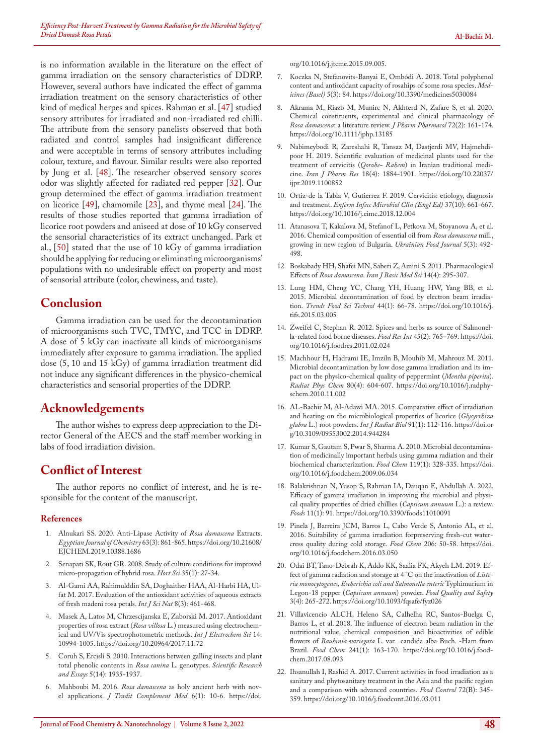is no information available in the literature on the effect of gamma irradiation on the sensory characteristics of DDRP. However, several authors have indicated the effect of gamma irradiation treatment on the sensory characteristics of other kind of medical herpes and spices. Rahman et al. [47] studied sensory attributes for irradiated and non-irradiated red chilli. The attribute from the sensory panelists observed that both radiated and control samples had insignificant difference and were acceptable in terms of sensory attributes including colour, texture, and flavour. Similar results were also reported by Jung et al. [48]. The researcher observed sensory scores odor was slightly affected for radiated red pepper [32]. Our group determined the effect of gamma irradiation treatment on licorice [49], chamomile [23], and thyme meal [24]. The results of those studies reported that gamma irradiation of licorice root powders and aniseed at dose of 10 kGy conserved the sensorial characteristics of its extract unchanged. Park et al., [50] stated that the use of 10 kGy of gamma irradiation should be applying for reducing or eliminating microorganisms' populations with no undesirable effect on property and most of sensorial attribute (color, chewiness, and taste).

## Conclusion

Gamma irradiation can be used for the decontamination of microorganisms such TVC, TMYC, and TCC in DDRP. A dose of 5 kGy can inactivate all kinds of microorganisms immediately after exposure to gamma irradiation. The applied dose (5, 10 and 15 kGy) of gamma irradiation treatment did not induce any significant differences in the physico-chemical characteristics and sensorial properties of the DDRP.

## Acknowledgements

The author wishes to express deep appreciation to the Director General of the AECS and the staff member working in labs of food irradiation division.

## Conflict of Interest

The author reports no conflict of interest, and he is responsible for the content of the manuscript.

### References

1. Alnukari SS. 2020. Anti-Lipase Activity of *Rosa damascena* Extracts. *Egyptian Journal of Chemistry* 63(3): 861-865. https://doi.org/10.21608/EJCHEM.2019.10388.1686
2. Senapati SK, Rout GR. 2008. Study of culture conditions for improved micro-propagation of hybrid rosa. *Hort Sci* 35(1): 27-34.
3. Al-Garni AA, Rahimulddin SA, Doghaither HAA, Al-Harbi HA, Ulfat M. 2017. Evaluation of the antioxidant activities of aqueous extracts of fresh madeni rosa petals. *Int J Sci Nat* 8(3): 461-468.
4. Masek A, Latos M, Chrzescijanska E, Zaborski M. 2017. Antioxidant properties of rosa extract (*Rosa villosa* L.) measured using electrochemical and UV/Vis spectrophotometric methods. *Int J Electrochem Sci* 14: 10994-1005. https://doi.org/10.20964/2017.11.72
5. Coruh S, Ercisli S. 2010. Interactions between galling insects and plant total phenolic contents in *Rosa canina* L. genotypes. *Scientific Research and Essays* 5(14): 1935-1937.
6. Mahboubi M. 2016. *Rosa damascena* as holy ancient herb with novel applications. *J Tradit Complement Med* 6(1): 10-6. https://doi.org/10.1016/j.jtcme.2015.09.005.
7. Koczka N, Stefanovits-Banyai E, Ombódi A. 2018. Total polyphenol content and antioxidant capacity of rosahips of some rosa species. *Medicines (Basel)* 5(3): 84. https://doi.org/10.3390/medicines5030084
8. Akrama M, Riazb M, Munirc N, Akhterd N, Zafare S, et al. 2020. Chemical constituents, experimental and clinical pharmacology of *Rosa damascena*: a literature review. *J Pharm Pharmacol* 72(2): 161-174. https://doi.org/10.1111/jphp.13185
9. Nabimeybodi R, Zareshahi R, Tansaz M, Dastjerdi MV, Hajmehdipoor H. 2019. Scientific evaluation of medicinal plants used for the treatment of cervicitis (*Qorohe- Rahem*) in Iranian traditional medicine. *Iran J Pharm Res* 18(4): 1884-1901. https://doi.org/10.22037/ijpr.2019.1100852
10. Ortiz-de la Tabla V, Gutierrez F. 2019. Cervicitis: etiology, diagnosis and treatment. *Enferm Infecc Microbiol Clin (Engl Ed)* 37(10): 661-667. https://doi.org/10.1016/j.eimc.2018.12.004
11. Atanasova T, Kakalova M, Stefanof L, Petkova M, Stoyanova A, et al. 2016. Chemical composition of essential oil from *Rosa damascena* mill., growing in new region of Bulgaria. *Ukrainian Food Journal* 5(3): 492-498.
12. Boskabady HH, Shafei MN, Saberi Z, Amini S. 2011. Pharmacological Effects of *Rosa damascena*. *Iran J Basic Med Sci* 14(4): 295-307.
13. Lung HM, Cheng YC, Chang YH, Huang HW, Yang BB, et al. 2015. Microbial decontamination of food by electron beam irradiation. *Trends Food Sci Technol* 44(1): 66-78. https://doi.org/10.1016/j.tifs.2015.03.005
14. Zweifel C, Stephan R. 2012. Spices and herbs as source of Salmonella-related food borne diseases. *Food Res Int* 45(2): 765–769. https://doi.org/10.1016/j.foodres.2011.02.024
15. Machhour H, Hadrami IE, Imziln B, Mouhib M, Mahrouz M. 2011. Microbial decontamination by low dose gamma irradiation and its impact on the physico-chemical quality of peppermint (*Mentha piperita*). *Radiat Phys Chem* 80(4): 604-607. https://doi.org/10.1016/j.radphyschem.2010.11.002
16. AL-Bachir M, Al-Adawi MA. 2015. Comparative effect of irradiation and heating on the microbiological properties of licorice (*Glycyrrhiza glabra* L.) root powders. *Int J Radiat Biol* 91(1): 112-116. https://doi.org/10.3109/09553002.2014.944284
17. Kumar S, Gautam S, Pwar S, Sharma A. 2010. Microbial decontamination of medicinally important herbals using gamma radiation and their biochemical characterization. *Food Chem* 119(1): 328-335. https://doi.org/10.1016/j.foodchem.2009.06.034
18. Balakrishnan N, Yusop S, Rahman IA, Dauqan E, Abdullah A. 2022. Efficacy of gamma irradiation in improving the microbial and physical quality properties of dried chillies (*Capsicum annuum* L.): a review. *Foods* 11(1): 91. https://doi.org/10.3390/foods11010091
19. Pinela J, Barreira JCM, Barros L, Cabo Verde S, Antonio AL, et al. 2016. Suitability of gamma irradiation forpreserving fresh-cut watercress quality during cold storage. *Food Chem* 206: 50-58. https://doi.org/10.1016/j.foodchem.2016.03.050
20. Odai BT, Tano-Debrah K, Addo KK, Saalia FK, Akyeh LM. 2019. Effect of gamma radiation and storage at 4 °C on the inactivation of *Listeria monocytogenes, Escherichia coli and Salmonella enteric* Typhimurium in Legon-18 pepper (*Capsicum annuum*) powder. *Food Quality and Safety* 3(4): 265-272. https://doi.org/10.1093/fqsafe/fyz026
21. Villavicencio ALCH, Heleno SA, Calhelha RC, Santos-Buelga C, Barros L, et al. 2018. The influence of electron beam radiation in the nutritional value, chemical composition and bioactivities of edible flowers of *Bauhinia variegata* L. var. candida alba Buch. -Ham from Brazil. *Food Chem* 241(1): 163-170. https://doi.org/10.1016/j.foodchem.2017.08.093
22. Ihsanullah I, Rashid A. 2017. Current activities in food irradiation as a sanitary and phytosanitary treatment in the Asia and the pacific region and a comparison with advanced countries. *Food Control* 72(B): 345-359. https://doi.org/10.1016/j.foodcont.2016.03.011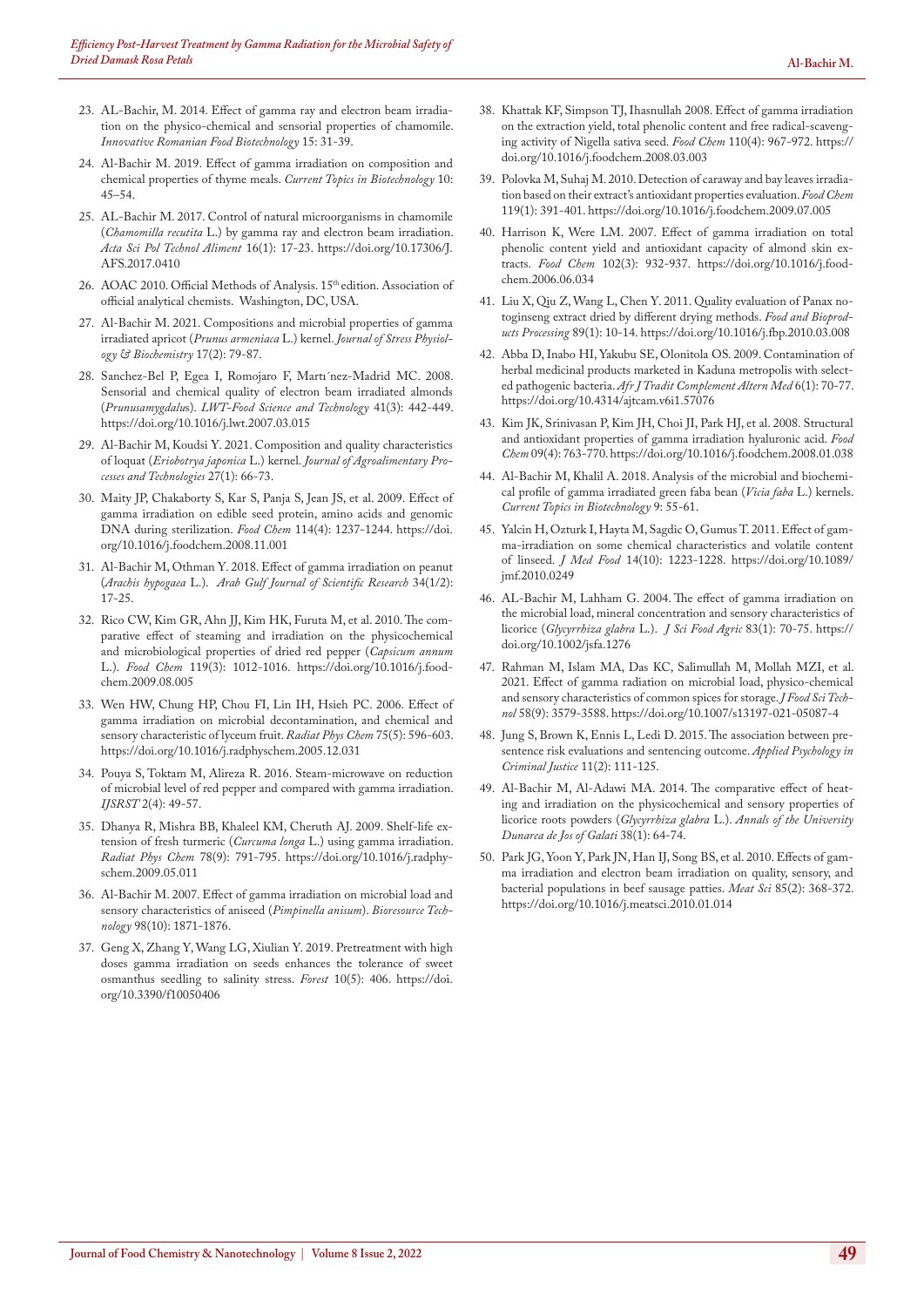23. AL-Bachir, M. 2014. Effect of gamma ray and electron beam irradiation on the physico-chemical and sensorial properties of chamomile. *Innovative Romanian Food Biotechnology* 15: 31-39.
24. Al-Bachir M. 2019. Effect of gamma irradiation on composition and chemical properties of thyme meals. *Current Topics in Biotechnology* 10: 45–54.
25. AL-Bachir M. 2017. Control of natural microorganisms in chamomile (*Chamomilla recutita* L.) by gamma ray and electron beam irradiation. *Acta Sci Pol Technol Aliment* 16(1): 17-23. https://doi.org/10.17306/J.AFS.2017.0410
26. AOAC 2010. Official Methods of Analysis. 15th edition. Association of official analytical chemists. Washington, DC, USA.
27. Al-Bachir M. 2021. Compositions and microbial properties of gamma irradiated apricot (*Prunus armeniaca* L.) kernel. *Journal of Stress Physiology & Biochemistry* 17(2): 79-87.
28. Sanchez-Bel P, Egea I, Romojaro F, Mart´nez-Madrid MC. 2008. Sensorial and chemical quality of electron beam irradiated almonds (*Prunusamygdalus*). *LWT-Food Science and Technology* 41(3): 442-449. https://doi.org/10.1016/j.lwt.2007.03.015
29. Al-Bachir M, Koudsi Y. 2021. Composition and quality characteristics of loquat (*Eriobotrya japonica* L.) kernel. *Journal of Agroalimentary Processes and Technologies* 27(1): 66-73.
30. Maity JP, Chakaborty S, Kar S, Panja S, Jean JS, et al. 2009. Effect of gamma irradiation on edible seed protein, amino acids and genomic DNA during sterilization. *Food Chem* 114(4): 1237-1244. https://doi.org/10.1016/j.foodchem.2008.11.001
31. Al-Bachir M, Othman Y. 2018. Effect of gamma irradiation on peanut (*Arachis hypogaea* L.). *Arab Gulf Journal of Scientific Research* 34(1/2): 17-25.
32. Rico CW, Kim GR, Ahn JJ, Kim HK, Furuta M, et al. 2010. The comparative effect of steaming and irradiation on the physicochemical and microbiological properties of dried red pepper (*Capsicum annum* L.). *Food Chem* 119(3): 1012-1016. https://doi.org/10.1016/j.foodchem.2009.08.005
33. Wen HW, Chung HP, Chou FI, Lin IH, Hsieh PC. 2006. Effect of gamma irradiation on microbial decontamination, and chemical and sensory characteristic of lyceum fruit. *Radiat Phys Chem* 75(5): 596-603. https://doi.org/10.1016/j.radphyschem.2005.12.031
34. Pouya S, Toktam M, Alireza R. 2016. Steam-microwave on reduction of microbial level of red pepper and compared with gamma irradiation. *IJSRST* 2(4): 49-57.
35. Dhanya R, Mishra BB, Khaleel KM, Cheruth AJ. 2009. Shelf-life extension of fresh turmeric (*Curcuma longa* L.) using gamma irradiation. *Radiat Phys Chem* 78(9): 791-795. https://doi.org/10.1016/j.radphyschem.2009.05.011
36. Al-Bachir M. 2007. Effect of gamma irradiation on microbial load and sensory characteristics of aniseed (*Pimpinella anisum*). *Bioresource Technology* 98(10): 1871-1876.
37. Geng X, Zhang Y, Wang LG, Xiulian Y. 2019. Pretreatment with high doses gamma irradiation on seeds enhances the tolerance of sweet osmanthus seedling to salinity stress. *Forest* 10(5): 406. https://doi.org/10.3390/f10050406
38. Khattak KF, Simpson TJ, Ihasnullah 2008. Effect of gamma irradiation on the extraction yield, total phenolic content and free radical-scavenging activity of Nigella sativa seed. *Food Chem* 110(4): 967-972. https://doi.org/10.1016/j.foodchem.2008.03.003
39. Polovka M, Suhaj M. 2010. Detection of caraway and bay leaves irradiation based on their extract's antioxidant properties evaluation. *Food Chem* 119(1): 391-401. https://doi.org/10.1016/j.foodchem.2009.07.005
40. Harrison K, Were LM. 2007. Effect of gamma irradiation on total phenolic content yield and antioxidant capacity of almond skin extracts. *Food Chem* 102(3): 932-937. https://doi.org/10.1016/j.foodchem.2006.06.034
41. Liu X, Qiu Z, Wang L, Chen Y. 2011. Quality evaluation of Panax notoginseng extract dried by different drying methods. *Food and Bioproducts Processing* 89(1): 10-14. https://doi.org/10.1016/j.fbp.2010.03.008
42. Abba D, Inabo HI, Yakubu SE, Olonitola OS. 2009. Contamination of herbal medicinal products marketed in Kaduna metropolis with selected pathogenic bacteria. *Afr J Tradit Complement Altern Med* 6(1): 70-77. https://doi.org/10.4314/ajtcam.v6i1.57076
43. Kim JK, Srinivasan P, Kim JH, Choi JI, Park HJ, et al. 2008. Structural and antioxidant properties of gamma irradiation hyaluronic acid. *Food Chem* 09(4): 763-770. https://doi.org/10.1016/j.foodchem.2008.01.038
44. Al-Bachir M, Khalil A. 2018. Analysis of the microbial and biochemical profile of gamma irradiated green faba bean (*Vicia faba* L.) kernels. *Current Topics in Biotechnology* 9: 55-61.
45. Yalcin H, Ozturk I, Hayta M, Sagdic O, Gumus T. 2011. Effect of gamma-irradiation on some chemical characteristics and volatile content of linseed. *J Med Food* 14(10): 1223-1228. https://doi.org/10.1089/jmf.2010.0249
46. AL-Bachir M, Lahham G. 2004. The effect of gamma irradiation on the microbial load, mineral concentration and sensory characteristics of licorice (*Glycyrrhiza glabra* L.). *J Sci Food Agric* 83(1): 70-75. https://doi.org/10.1002/jsfa.1276
47. Rahman M, Islam MA, Das KC, Salimullah M, Mollah MZI, et al. 2021. Effect of gamma radiation on microbial load, physico-chemical and sensory characteristics of common spices for storage. *J Food Sci Technol* 58(9): 3579-3588. https://doi.org/10.1007/s13197-021-05087-4
48. Jung S, Brown K, Ennis L, Ledi D. 2015. The association between presentence risk evaluations and sentencing outcome. *Applied Psychology in Criminal Justice* 11(2): 111-125.
49. Al-Bachir M, Al-Adawi MA. 2014. The comparative effect of heating and irradiation on the physicochemical and sensory properties of licorice roots powders (*Glycyrrhiza glabra* L.). *Annals of the University Dunarea de Jos of Galati* 38(1): 64-74.
50. Park JG, Yoon Y, Park JN, Han IJ, Song BS, et al. 2010. Effects of gamma irradiation and electron beam irradiation on quality, sensory, and bacterial populations in beef sausage patties. *Meat Sci* 85(2): 368-372. https://doi.org/10.1016/j.meatsci.2010.01.014